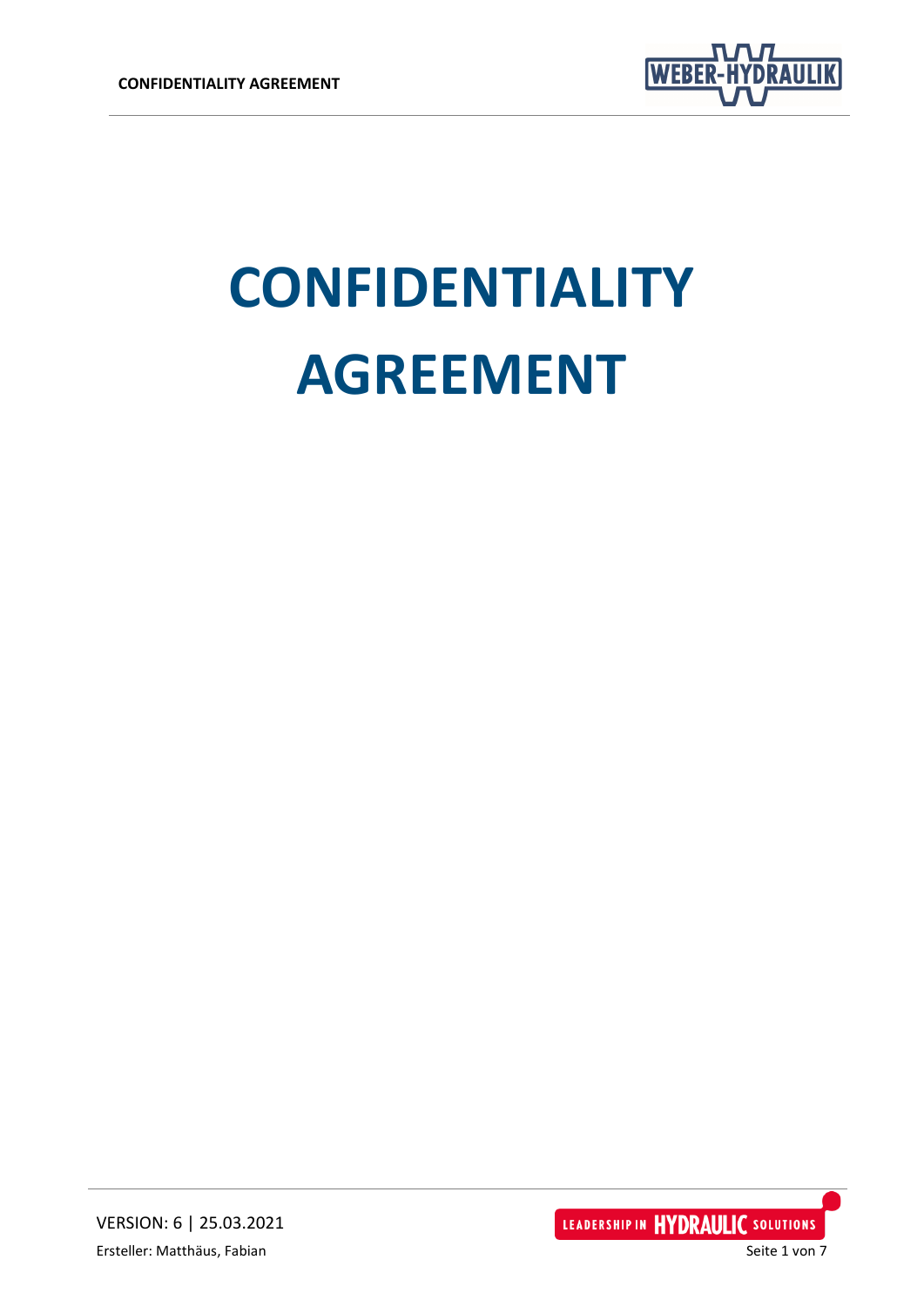# CONFIDENTIALITY AGREEMENT

VERSION: 6 | 25.03.2021

Ersteller: Matthäus, Fabian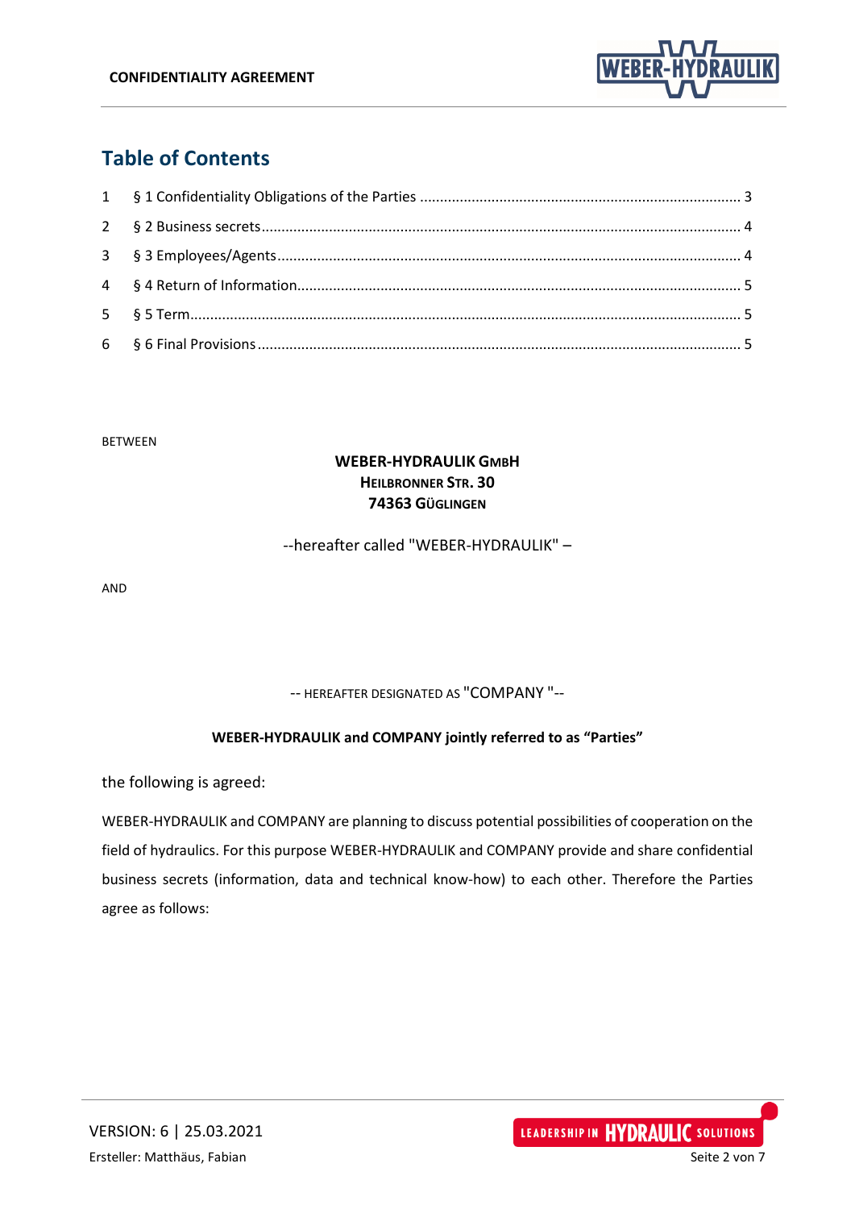## Table of Contents

| | | |
|---|---|---|
| 1 | § 1 Confidentiality Obligations of the Parties | 3 |
| 2 | § 2 Business secrets | 4 |
| 3 | § 3 Employees/Agents | 4 |
| 4 | § 4 Return of Information | 5 |
| 5 | § 5 Term | 5 |
| 6 | § 6 Final Provisions | 5 |

BETWEEN

**WEBER-HYDRAULIK GMBH**
**HEILBRONNER STR. 30**
**74363 GÜGLINGEN**

--hereafter called "WEBER-HYDRAULIK" –

AND

-- HEREAFTER DESIGNATED AS "COMPANY "--

**WEBER-HYDRAULIK and COMPANY jointly referred to as "Parties"**

the following is agreed:

WEBER-HYDRAULIK and COMPANY are planning to discuss potential possibilities of cooperation on the field of hydraulics. For this purpose WEBER-HYDRAULIK and COMPANY provide and share confidential business secrets (information, data and technical know-how) to each other. Therefore the Parties agree as follows: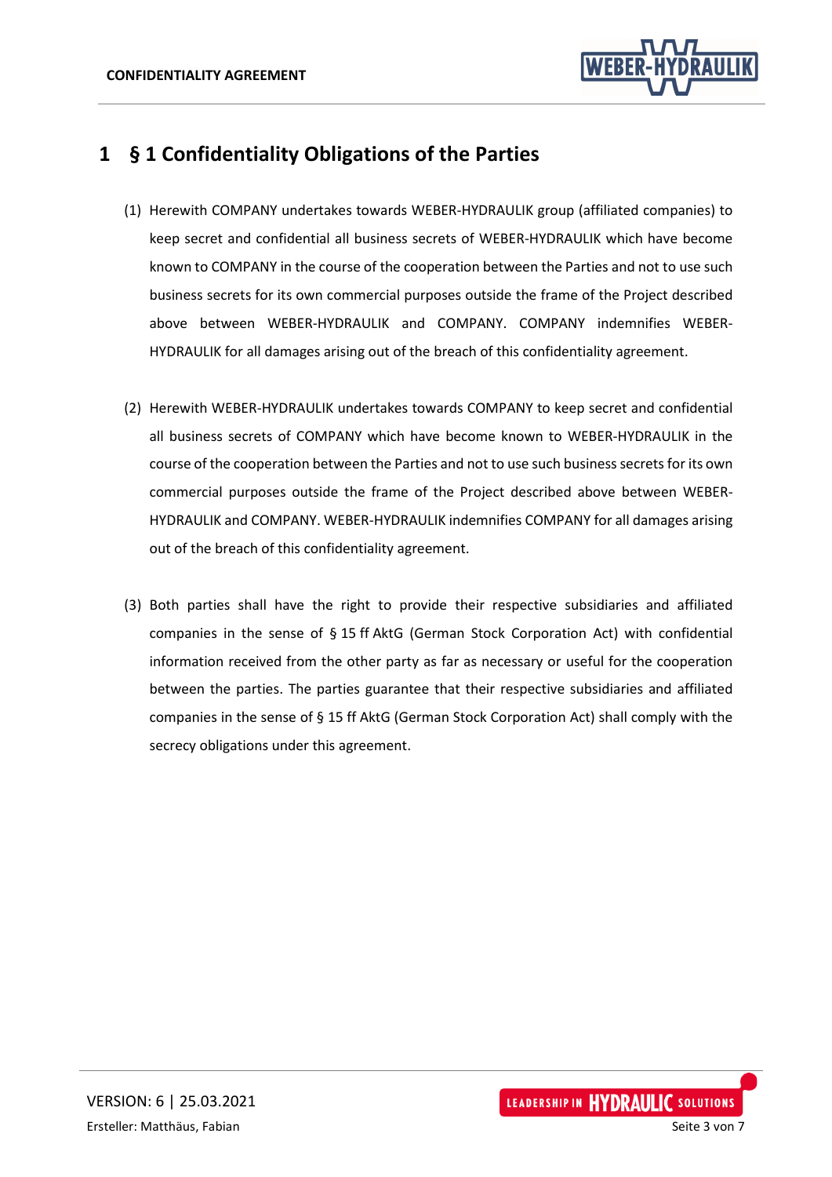# 1 § 1 Confidentiality Obligations of the Parties

(1) Herewith COMPANY undertakes towards WEBER-HYDRAULIK group (affiliated companies) to keep secret and confidential all business secrets of WEBER-HYDRAULIK which have become known to COMPANY in the course of the cooperation between the Parties and not to use such business secrets for its own commercial purposes outside the frame of the Project described above between WEBER-HYDRAULIK and COMPANY. COMPANY indemnifies WEBER-HYDRAULIK for all damages arising out of the breach of this confidentiality agreement.

(2) Herewith WEBER-HYDRAULIK undertakes towards COMPANY to keep secret and confidential all business secrets of COMPANY which have become known to WEBER-HYDRAULIK in the course of the cooperation between the Parties and not to use such business secrets for its own commercial purposes outside the frame of the Project described above between WEBER-HYDRAULIK and COMPANY. WEBER-HYDRAULIK indemnifies COMPANY for all damages arising out of the breach of this confidentiality agreement.

(3) Both parties shall have the right to provide their respective subsidiaries and affiliated companies in the sense of § 15 ff AktG (German Stock Corporation Act) with confidential information received from the other party as far as necessary or useful for the cooperation between the parties. The parties guarantee that their respective subsidiaries and affiliated companies in the sense of § 15 ff AktG (German Stock Corporation Act) shall comply with the secrecy obligations under this agreement.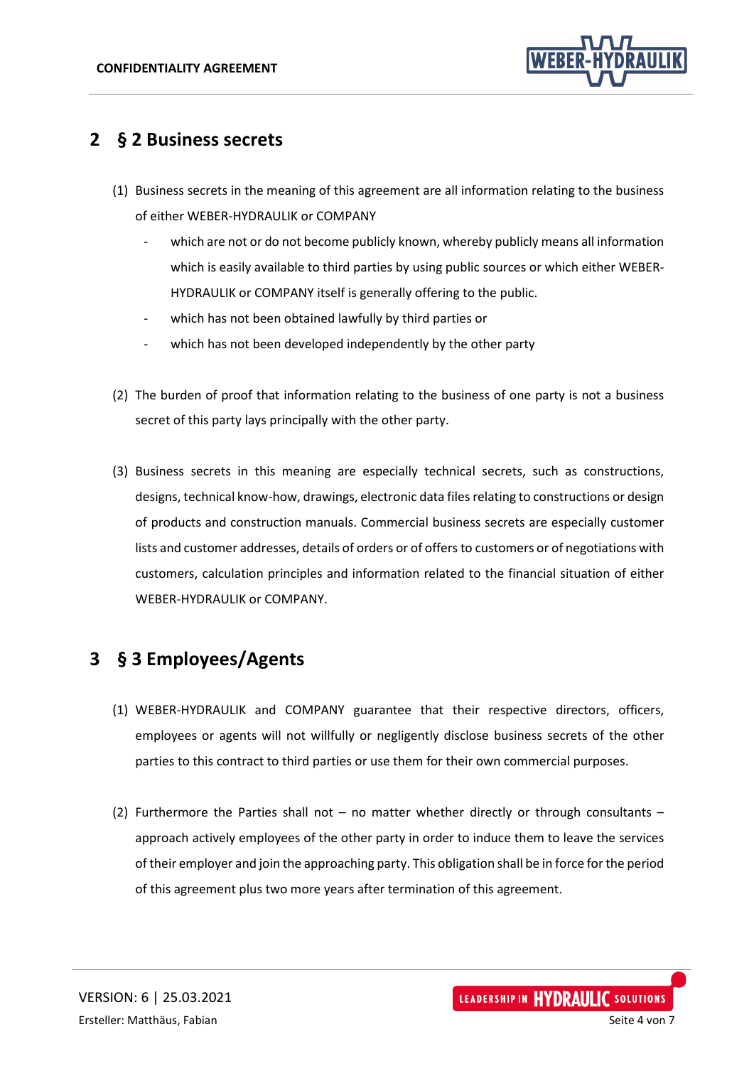## 2 § 2 Business secrets

(1) Business secrets in the meaning of this agreement are all information relating to the business of either WEBER-HYDRAULIK or COMPANY

- which are not or do not become publicly known, whereby publicly means all information which is easily available to third parties by using public sources or which either WEBER-HYDRAULIK or COMPANY itself is generally offering to the public.
- which has not been obtained lawfully by third parties or
- which has not been developed independently by the other party

(2) The burden of proof that information relating to the business of one party is not a business secret of this party lays principally with the other party.

(3) Business secrets in this meaning are especially technical secrets, such as constructions, designs, technical know-how, drawings, electronic data files relating to constructions or design of products and construction manuals. Commercial business secrets are especially customer lists and customer addresses, details of orders or of offers to customers or of negotiations with customers, calculation principles and information related to the financial situation of either WEBER-HYDRAULIK or COMPANY.

## 3 § 3 Employees/Agents

(1) WEBER-HYDRAULIK and COMPANY guarantee that their respective directors, officers, employees or agents will not willfully or negligently disclose business secrets of the other parties to this contract to third parties or use them for their own commercial purposes.

(2) Furthermore the Parties shall not – no matter whether directly or through consultants – approach actively employees of the other party in order to induce them to leave the services of their employer and join the approaching party. This obligation shall be in force for the period of this agreement plus two more years after termination of this agreement.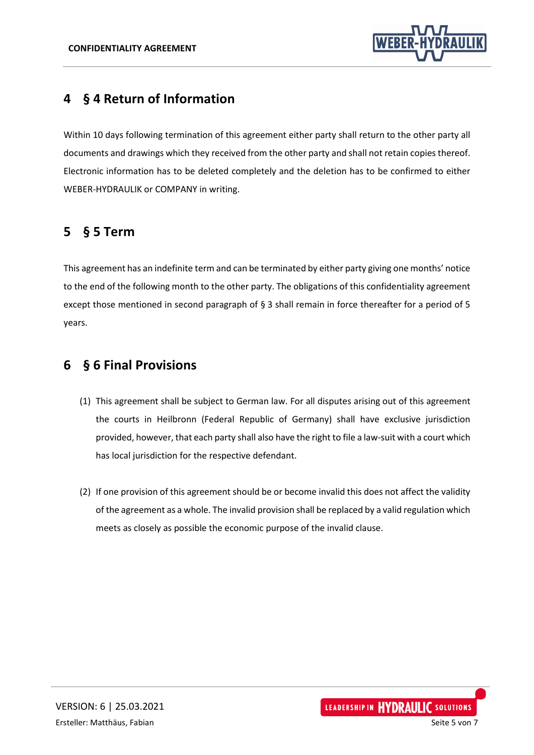# 4 § 4 Return of Information

Within 10 days following termination of this agreement either party shall return to the other party all documents and drawings which they received from the other party and shall not retain copies thereof. Electronic information has to be deleted completely and the deletion has to be confirmed to either WEBER-HYDRAULIK or COMPANY in writing.

# 5 § 5 Term

This agreement has an indefinite term and can be terminated by either party giving one months' notice to the end of the following month to the other party. The obligations of this confidentiality agreement except those mentioned in second paragraph of § 3 shall remain in force thereafter for a period of 5 years.

# 6 § 6 Final Provisions

(1) This agreement shall be subject to German law. For all disputes arising out of this agreement the courts in Heilbronn (Federal Republic of Germany) shall have exclusive jurisdiction provided, however, that each party shall also have the right to file a law-suit with a court which has local jurisdiction for the respective defendant.

(2) If one provision of this agreement should be or become invalid this does not affect the validity of the agreement as a whole. The invalid provision shall be replaced by a valid regulation which meets as closely as possible the economic purpose of the invalid clause.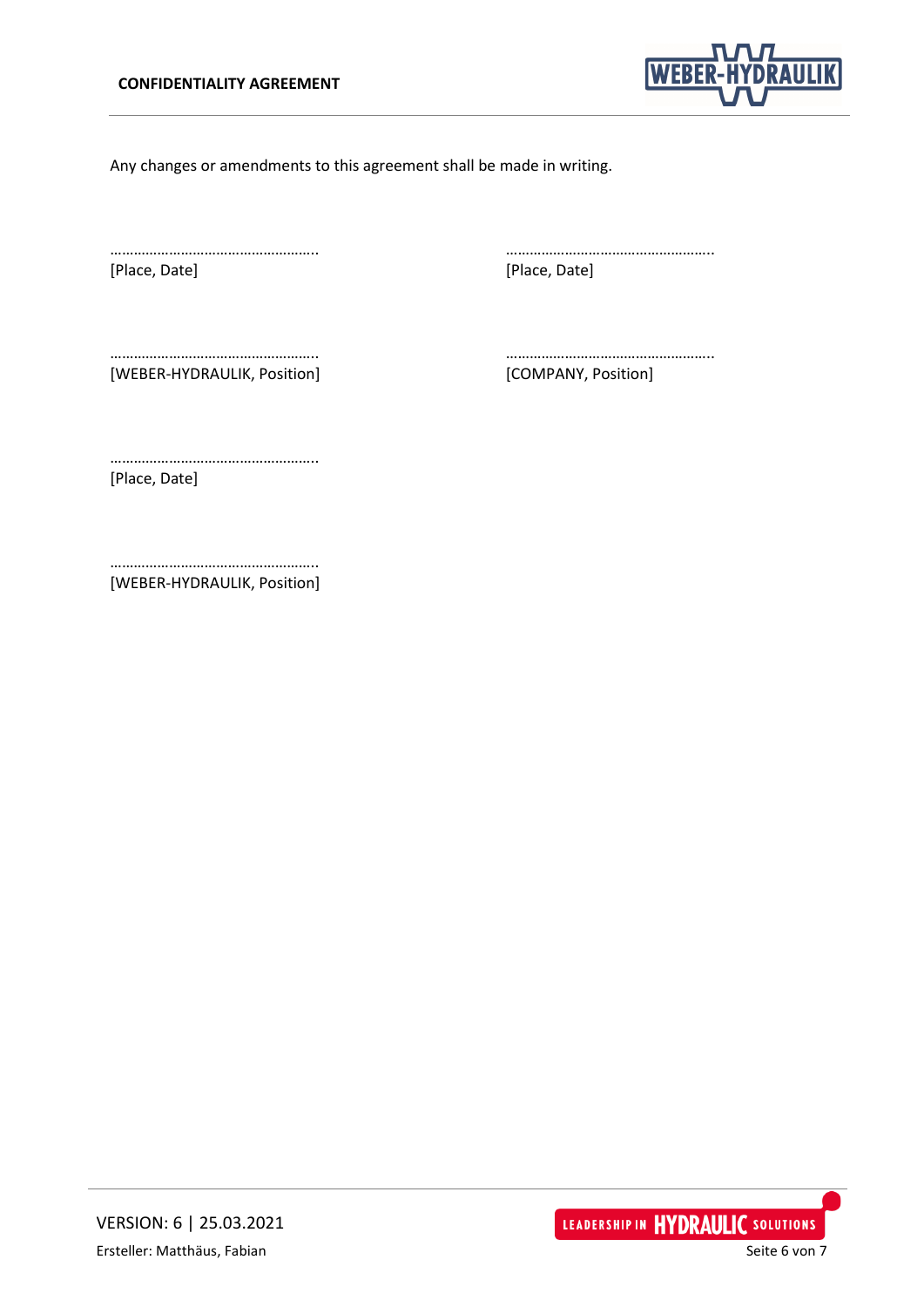Any changes or amendments to this agreement shall be made in writing.

| | |
|---|---|
| …………………………………………….. | …………………………………………….. |
| [Place, Date] | [Place, Date] |
| | |
| …………………………………………….. | …………………………………………….. |
| [WEBER-HYDRAULIK, Position] | [COMPANY, Position] |
| | |
| …………………………………………….. | |
| [Place, Date] | |
| | |
| …………………………………………….. | |
| [WEBER-HYDRAULIK, Position] | |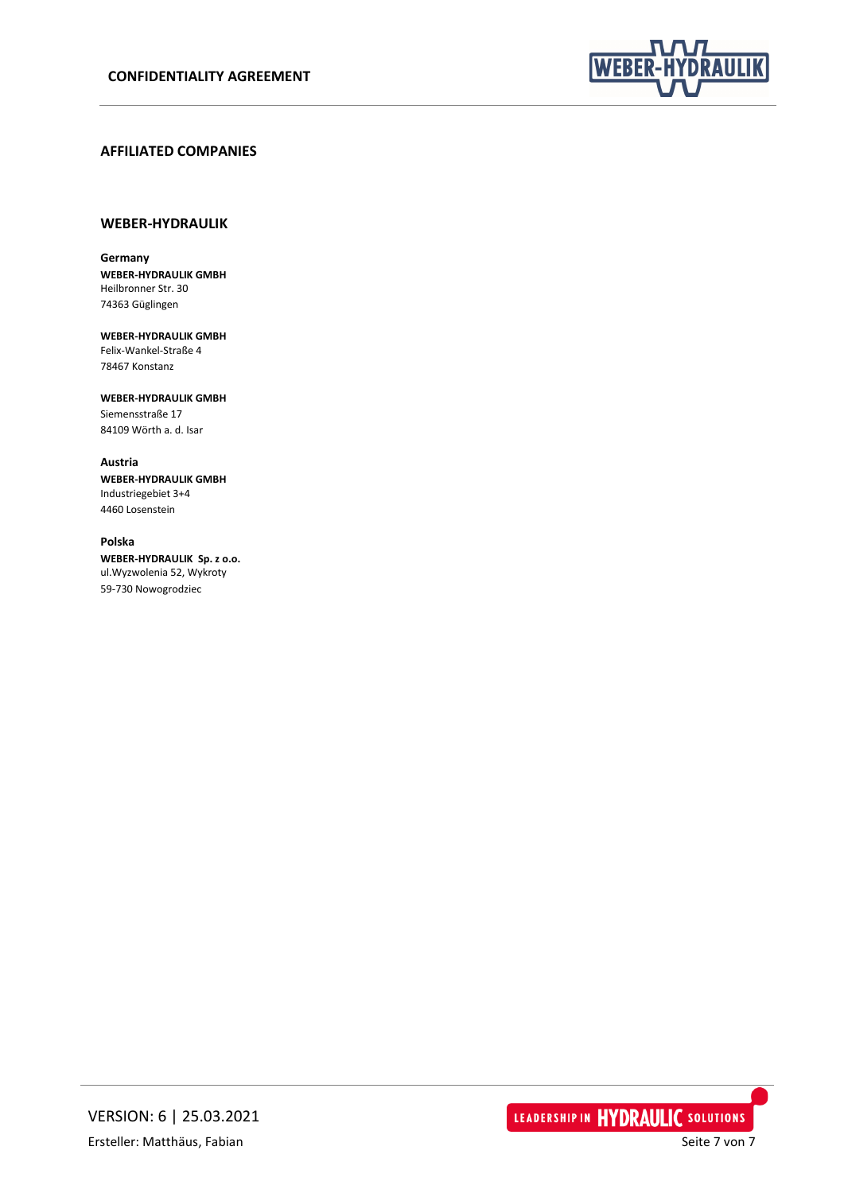## AFFILIATED COMPANIES

### WEBER-HYDRAULIK

**Germany**

**WEBER-HYDRAULIK GMBH**
Heilbronner Str. 30
74363 Güglingen

**WEBER-HYDRAULIK GMBH**
Felix-Wankel-Straße 4
78467 Konstanz

**WEBER-HYDRAULIK GMBH**
Siemensstraße 17
84109 Wörth a. d. Isar

**Austria**

**WEBER-HYDRAULIK GMBH**
Industriegebiet 3+4
4460 Losenstein

**Polska**

**WEBER-HYDRAULIK Sp. z o.o.**
ul.Wyzwolenia 52, Wykroty
59-730 Nowogrodziec